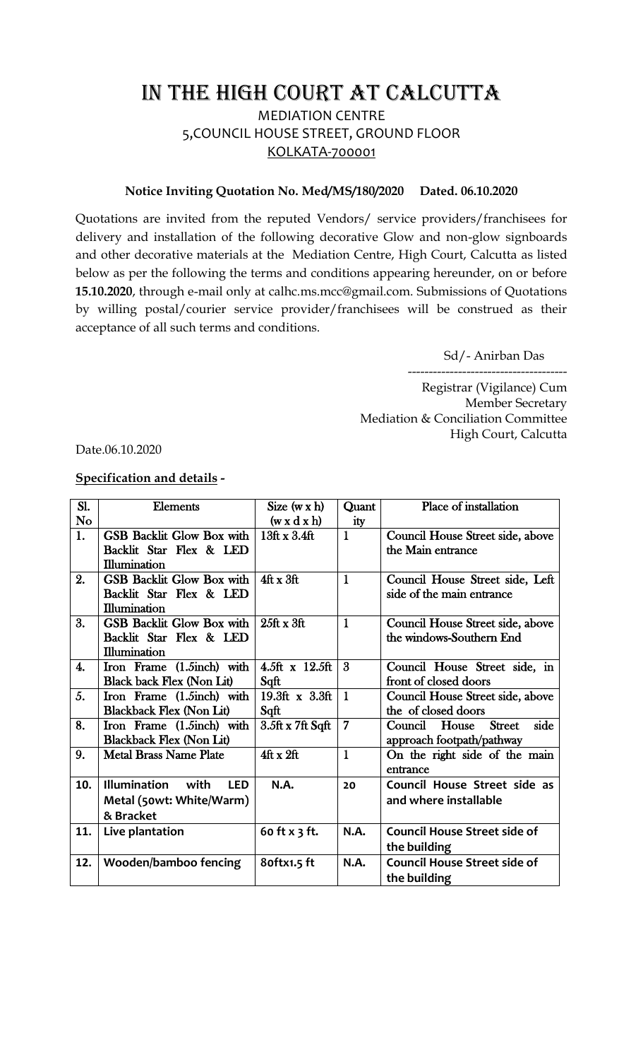# IN THE HIGH COURT AT CALCUTTA

## MEDIATION CENTRE

## 5,COUNCIL HOUSE STREET, GROUND FLOOR

## KOLKATA-700001

**Notice Inviting Quotation No. Med/MS/180/2020 Dated. 06.10.2020**

Quotations are invited from the reputed Vendors/ service providers/franchisees for delivery and installation of the following decorative Glow and non-glow signboards and other decorative materials at the Mediation Centre, High Court, Calcutta as listed below as per the following the terms and conditions appearing hereunder, on or before **15.10.2020**, through e-mail only at calhc.ms.mcc@gmail.com. Submissions of Quotations by willing postal/courier service provider/franchisees will be construed as their acceptance of all such terms and conditions.

Sd/- Anirban Das
--------------------------------------
Registrar (Vigilance) Cum
Member Secretary
Mediation & Conciliation Committee
High Court, Calcutta

Date.06.10.2020

**Specification and details -**

| Sl. No | Elements | Size (w x h) (w x d x h) | Quantity | Place of installation |
|---|---|---|---|---|
| 1. | GSB Backlit Glow Box with Backlit Star Flex & LED Illumination | 13ft x 3.4ft | 1 | Council House Street side, above the Main entrance |
| 2. | GSB Backlit Glow Box with Backlit Star Flex & LED Illumination | 4ft x 3ft | 1 | Council House Street side, Left side of the main entrance |
| 3. | GSB Backlit Glow Box with Backlit Star Flex & LED Illumination | 25ft x 3ft | 1 | Council House Street side, above the windows-Southern End |
| 4. | Iron Frame (1.5inch) with Black back Flex (Non Lit) | 4.5ft x 12.5ft Sqft | 3 | Council House Street side, in front of closed doors |
| 5. | Iron Frame (1.5inch) with Blackback Flex (Non Lit) | 19.3ft x 3.3ft Sqft | 1 | Council House Street side, above the of closed doors |
| 8. | Iron Frame (1.5inch) with Blackback Flex (Non Lit) | 3.5ft x 7ft Sqft | 7 | Council House Street side approach footpath/pathway |
| 9. | Metal Brass Name Plate | 4ft x 2ft | 1 | On the right side of the main entrance |
| 10. | Illumination with LED Metal (50wt: White/Warm) & Bracket | N.A. | 20 | Council House Street side as and where installable |
| 11. | Live plantation | 60 ft x 3 ft. | N.A. | Council House Street side of the building |
| 12. | Wooden/bamboo fencing | 80ftx1.5 ft | N.A. | Council House Street side of the building |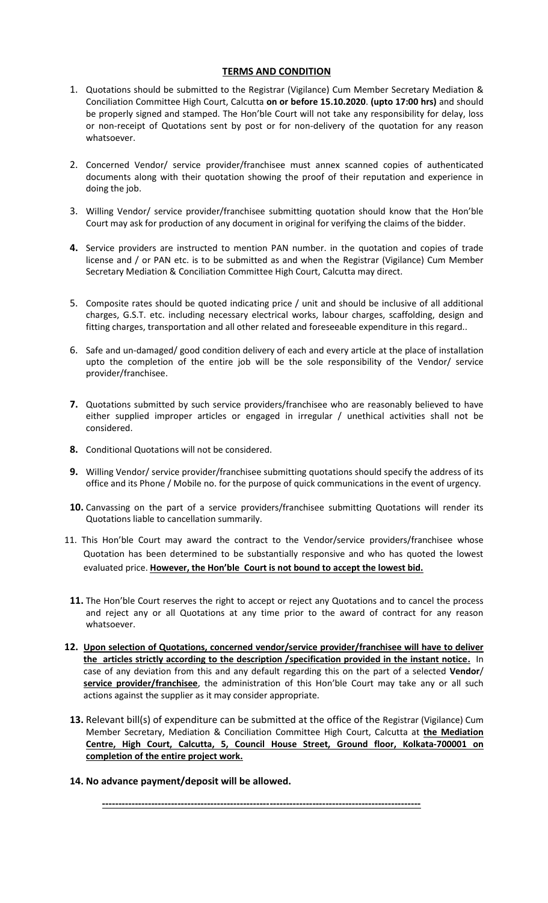## TERMS AND CONDITION

1. Quotations should be submitted to the Registrar (Vigilance) Cum Member Secretary Mediation & Conciliation Committee High Court, Calcutta **on or before 15.10.2020**. **(upto 17:00 hrs)** and should be properly signed and stamped. The Hon'ble Court will not take any responsibility for delay, loss or non-receipt of Quotations sent by post or for non-delivery of the quotation for any reason whatsoever.

2. Concerned Vendor/ service provider/franchisee must annex scanned copies of authenticated documents along with their quotation showing the proof of their reputation and experience in doing the job.

3. Willing Vendor/ service provider/franchisee submitting quotation should know that the Hon'ble Court may ask for production of any document in original for verifying the claims of the bidder.

4. Service providers are instructed to mention PAN number. in the quotation and copies of trade license and / or PAN etc. is to be submitted as and when the Registrar (Vigilance) Cum Member Secretary Mediation & Conciliation Committee High Court, Calcutta may direct.

5. Composite rates should be quoted indicating price / unit and should be inclusive of all additional charges, G.S.T. etc. including necessary electrical works, labour charges, scaffolding, design and fitting charges, transportation and all other related and foreseeable expenditure in this regard..

6. Safe and un-damaged/ good condition delivery of each and every article at the place of installation upto the completion of the entire job will be the sole responsibility of the Vendor/ service provider/franchisee.

7. Quotations submitted by such service providers/franchisee who are reasonably believed to have either supplied improper articles or engaged in irregular / unethical activities shall not be considered.

8. Conditional Quotations will not be considered.

9. Willing Vendor/ service provider/franchisee submitting quotations should specify the address of its office and its Phone / Mobile no. for the purpose of quick communications in the event of urgency.

10. Canvassing on the part of a service providers/franchisee submitting Quotations will render its Quotations liable to cancellation summarily.

11. This Hon'ble Court may award the contract to the Vendor/service providers/franchisee whose Quotation has been determined to be substantially responsive and who has quoted the lowest evaluated price. **However, the Hon'ble Court is not bound to accept the lowest bid.**

11. The Hon'ble Court reserves the right to accept or reject any Quotations and to cancel the process and reject any or all Quotations at any time prior to the award of contract for any reason whatsoever.

12. **Upon selection of Quotations, concerned vendor/service provider/franchisee will have to deliver the articles strictly according to the description /specification provided in the instant notice.** In case of any deviation from this and any default regarding this on the part of a selected **Vendor/ service provider/franchisee**, the administration of this Hon'ble Court may take any or all such actions against the supplier as it may consider appropriate.

13. Relevant bill(s) of expenditure can be submitted at the office of the Registrar (Vigilance) Cum Member Secretary, Mediation & Conciliation Committee High Court, Calcutta at **the Mediation Centre, High Court, Calcutta, 5, Council House Street, Ground floor, Kolkata-700001 on completion of the entire project work.**

14. **No advance payment/deposit will be allowed.**

---